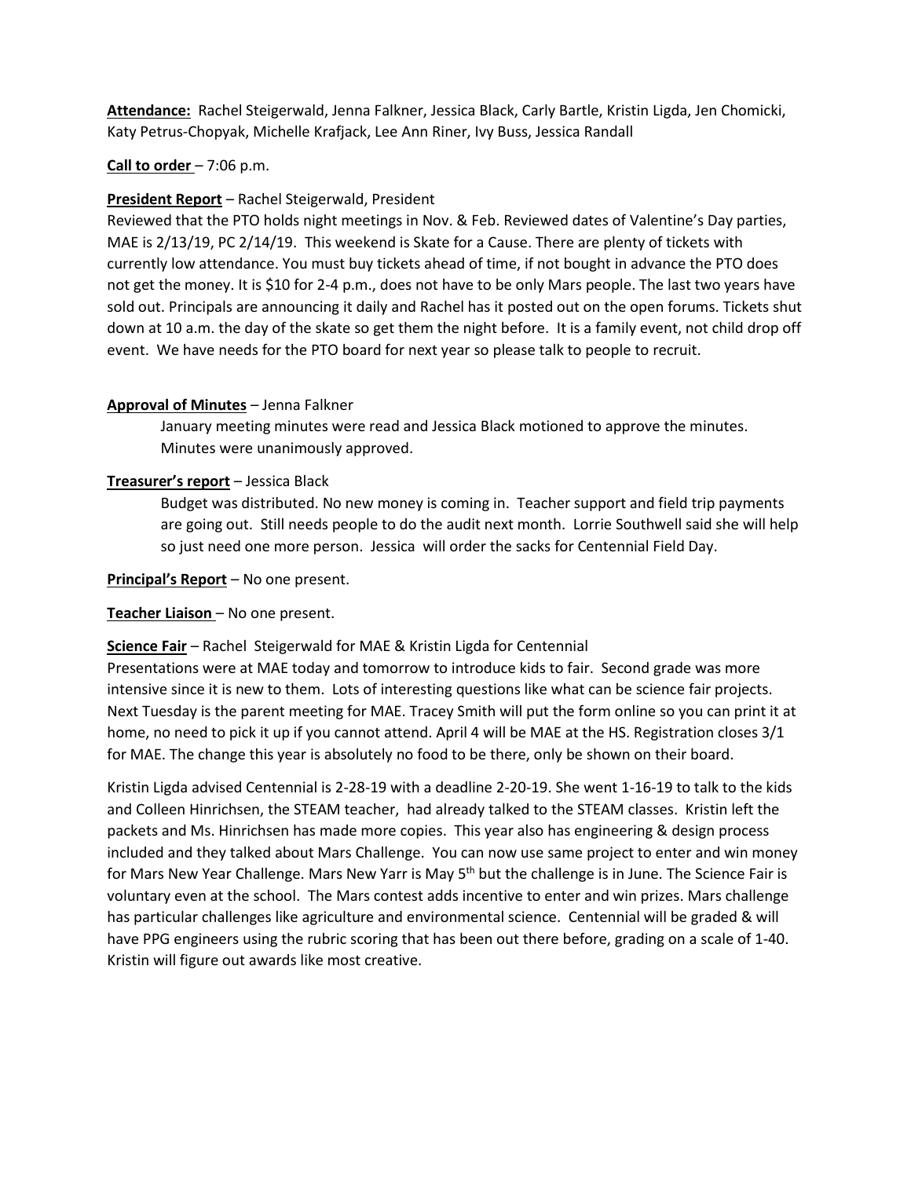**Attendance:** Rachel Steigerwald, Jenna Falkner, Jessica Black, Carly Bartle, Kristin Ligda, Jen Chomicki, Katy Petrus-Chopyak, Michelle Krafjack, Lee Ann Riner, Ivy Buss, Jessica Randall

**Call to order** – 7:06 p.m.

**President Report** – Rachel Steigerwald, President

Reviewed that the PTO holds night meetings in Nov. & Feb. Reviewed dates of Valentine's Day parties, MAE is 2/13/19, PC 2/14/19. This weekend is Skate for a Cause. There are plenty of tickets with currently low attendance. You must buy tickets ahead of time, if not bought in advance the PTO does not get the money. It is $10 for 2-4 p.m., does not have to be only Mars people. The last two years have sold out. Principals are announcing it daily and Rachel has it posted out on the open forums. Tickets shut down at 10 a.m. the day of the skate so get them the night before. It is a family event, not child drop off event. We have needs for the PTO board for next year so please talk to people to recruit.

**Approval of Minutes** – Jenna Falkner

January meeting minutes were read and Jessica Black motioned to approve the minutes. Minutes were unanimously approved.

**Treasurer's report** – Jessica Black

Budget was distributed. No new money is coming in. Teacher support and field trip payments are going out. Still needs people to do the audit next month. Lorrie Southwell said she will help so just need one more person. Jessica will order the sacks for Centennial Field Day.

**Principal's Report** – No one present.

**Teacher Liaison** – No one present.

**Science Fair** – Rachel Steigerwald for MAE & Kristin Ligda for Centennial

Presentations were at MAE today and tomorrow to introduce kids to fair. Second grade was more intensive since it is new to them. Lots of interesting questions like what can be science fair projects. Next Tuesday is the parent meeting for MAE. Tracey Smith will put the form online so you can print it at home, no need to pick it up if you cannot attend. April 4 will be MAE at the HS. Registration closes 3/1 for MAE. The change this year is absolutely no food to be there, only be shown on their board.

Kristin Ligda advised Centennial is 2-28-19 with a deadline 2-20-19. She went 1-16-19 to talk to the kids and Colleen Hinrichsen, the STEAM teacher, had already talked to the STEAM classes. Kristin left the packets and Ms. Hinrichsen has made more copies. This year also has engineering & design process included and they talked about Mars Challenge. You can now use same project to enter and win money for Mars New Year Challenge. Mars New Yarr is May 5th but the challenge is in June. The Science Fair is voluntary even at the school. The Mars contest adds incentive to enter and win prizes. Mars challenge has particular challenges like agriculture and environmental science. Centennial will be graded & will have PPG engineers using the rubric scoring that has been out there before, grading on a scale of 1-40. Kristin will figure out awards like most creative.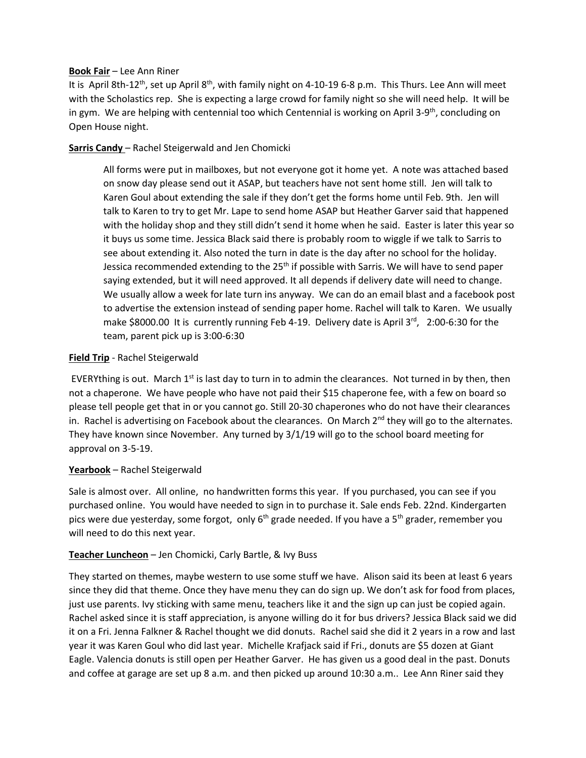**Book Fair** – Lee Ann Riner

It is April 8th-12th, set up April 8th, with family night on 4-10-19 6-8 p.m. This Thurs. Lee Ann will meet with the Scholastics rep. She is expecting a large crowd for family night so she will need help. It will be in gym. We are helping with centennial too which Centennial is working on April 3-9th, concluding on Open House night.

**Sarris Candy** – Rachel Steigerwald and Jen Chomicki

> All forms were put in mailboxes, but not everyone got it home yet. A note was attached based on snow day please send out it ASAP, but teachers have not sent home still. Jen will talk to Karen Goul about extending the sale if they don't get the forms home until Feb. 9th. Jen will talk to Karen to try to get Mr. Lape to send home ASAP but Heather Garver said that happened with the holiday shop and they still didn't send it home when he said. Easter is later this year so it buys us some time. Jessica Black said there is probably room to wiggle if we talk to Sarris to see about extending it. Also noted the turn in date is the day after no school for the holiday. Jessica recommended extending to the 25th if possible with Sarris. We will have to send paper saying extended, but it will need approved. It all depends if delivery date will need to change. We usually allow a week for late turn ins anyway. We can do an email blast and a facebook post to advertise the extension instead of sending paper home. Rachel will talk to Karen. We usually make $8000.00 It is currently running Feb 4-19. Delivery date is April 3rd, 2:00-6:30 for the team, parent pick up is 3:00-6:30

**Field Trip** - Rachel Steigerwald

EVERYthing is out. March 1st is last day to turn in to admin the clearances. Not turned in by then, then not a chaperone. We have people who have not paid their $15 chaperone fee, with a few on board so please tell people get that in or you cannot go. Still 20-30 chaperones who do not have their clearances in. Rachel is advertising on Facebook about the clearances. On March 2nd they will go to the alternates. They have known since November. Any turned by 3/1/19 will go to the school board meeting for approval on 3-5-19.

**Yearbook** – Rachel Steigerwald

Sale is almost over. All online, no handwritten forms this year. If you purchased, you can see if you purchased online. You would have needed to sign in to purchase it. Sale ends Feb. 22nd. Kindergarten pics were due yesterday, some forgot, only 6th grade needed. If you have a 5th grader, remember you will need to do this next year.

**Teacher Luncheon** – Jen Chomicki, Carly Bartle, & Ivy Buss

They started on themes, maybe western to use some stuff we have. Alison said its been at least 6 years since they did that theme. Once they have menu they can do sign up. We don't ask for food from places, just use parents. Ivy sticking with same menu, teachers like it and the sign up can just be copied again. Rachel asked since it is staff appreciation, is anyone willing do it for bus drivers? Jessica Black said we did it on a Fri. Jenna Falkner & Rachel thought we did donuts. Rachel said she did it 2 years in a row and last year it was Karen Goul who did last year. Michelle Krafjack said if Fri., donuts are $5 dozen at Giant Eagle. Valencia donuts is still open per Heather Garver. He has given us a good deal in the past. Donuts and coffee at garage are set up 8 a.m. and then picked up around 10:30 a.m.. Lee Ann Riner said they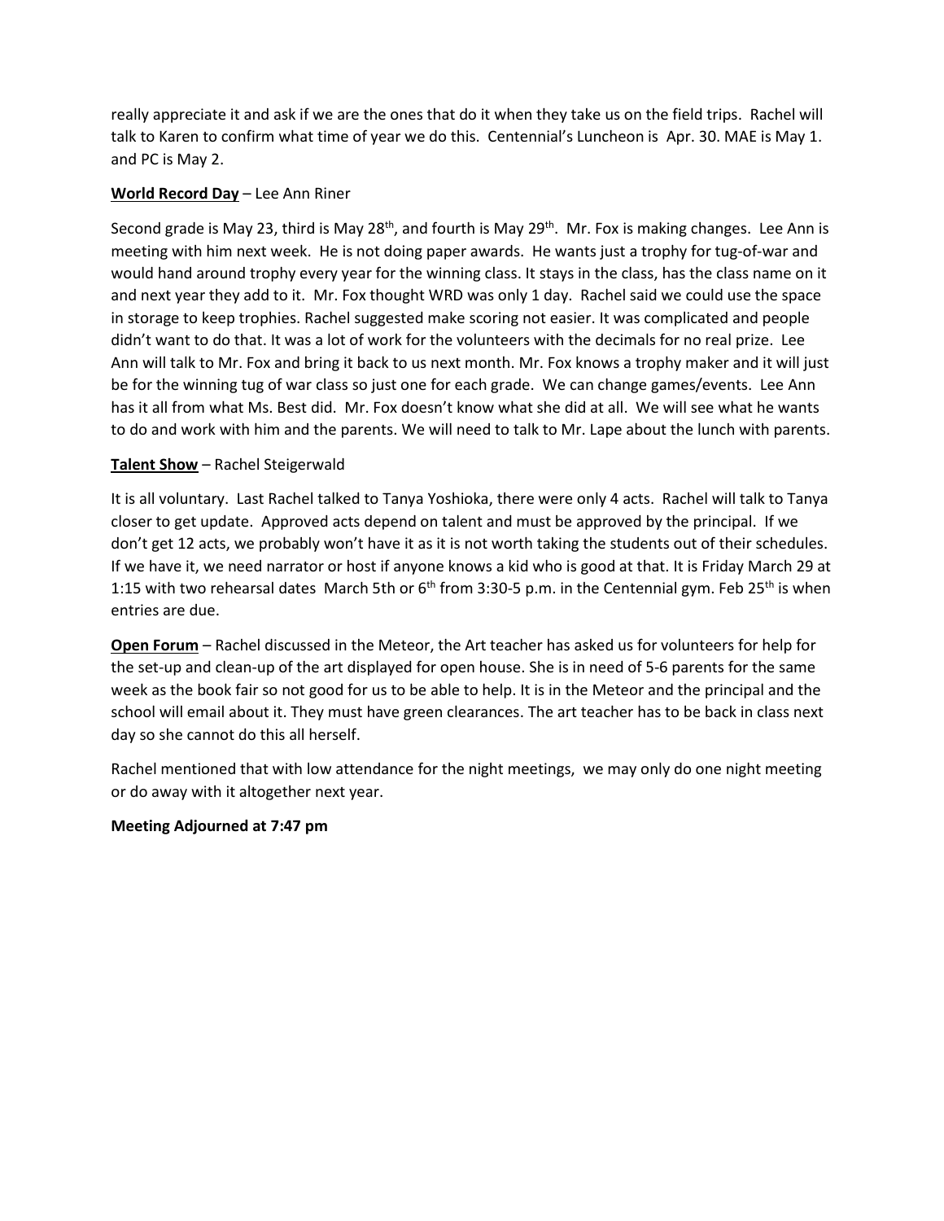really appreciate it and ask if we are the ones that do it when they take us on the field trips. Rachel will talk to Karen to confirm what time of year we do this. Centennial's Luncheon is Apr. 30. MAE is May 1. and PC is May 2.

**World Record Day** – Lee Ann Riner

Second grade is May 23, third is May 28th, and fourth is May 29th. Mr. Fox is making changes. Lee Ann is meeting with him next week. He is not doing paper awards. He wants just a trophy for tug-of-war and would hand around trophy every year for the winning class. It stays in the class, has the class name on it and next year they add to it. Mr. Fox thought WRD was only 1 day. Rachel said we could use the space in storage to keep trophies. Rachel suggested make scoring not easier. It was complicated and people didn't want to do that. It was a lot of work for the volunteers with the decimals for no real prize. Lee Ann will talk to Mr. Fox and bring it back to us next month. Mr. Fox knows a trophy maker and it will just be for the winning tug of war class so just one for each grade. We can change games/events. Lee Ann has it all from what Ms. Best did. Mr. Fox doesn't know what she did at all. We will see what he wants to do and work with him and the parents. We will need to talk to Mr. Lape about the lunch with parents.

**Talent Show** – Rachel Steigerwald

It is all voluntary. Last Rachel talked to Tanya Yoshioka, there were only 4 acts. Rachel will talk to Tanya closer to get update. Approved acts depend on talent and must be approved by the principal. If we don't get 12 acts, we probably won't have it as it is not worth taking the students out of their schedules. If we have it, we need narrator or host if anyone knows a kid who is good at that. It is Friday March 29 at 1:15 with two rehearsal dates March 5th or 6th from 3:30-5 p.m. in the Centennial gym. Feb 25th is when entries are due.

**Open Forum** – Rachel discussed in the Meteor, the Art teacher has asked us for volunteers for help for the set-up and clean-up of the art displayed for open house. She is in need of 5-6 parents for the same week as the book fair so not good for us to be able to help. It is in the Meteor and the principal and the school will email about it. They must have green clearances. The art teacher has to be back in class next day so she cannot do this all herself.

Rachel mentioned that with low attendance for the night meetings, we may only do one night meeting or do away with it altogether next year.

**Meeting Adjourned at 7:47 pm**